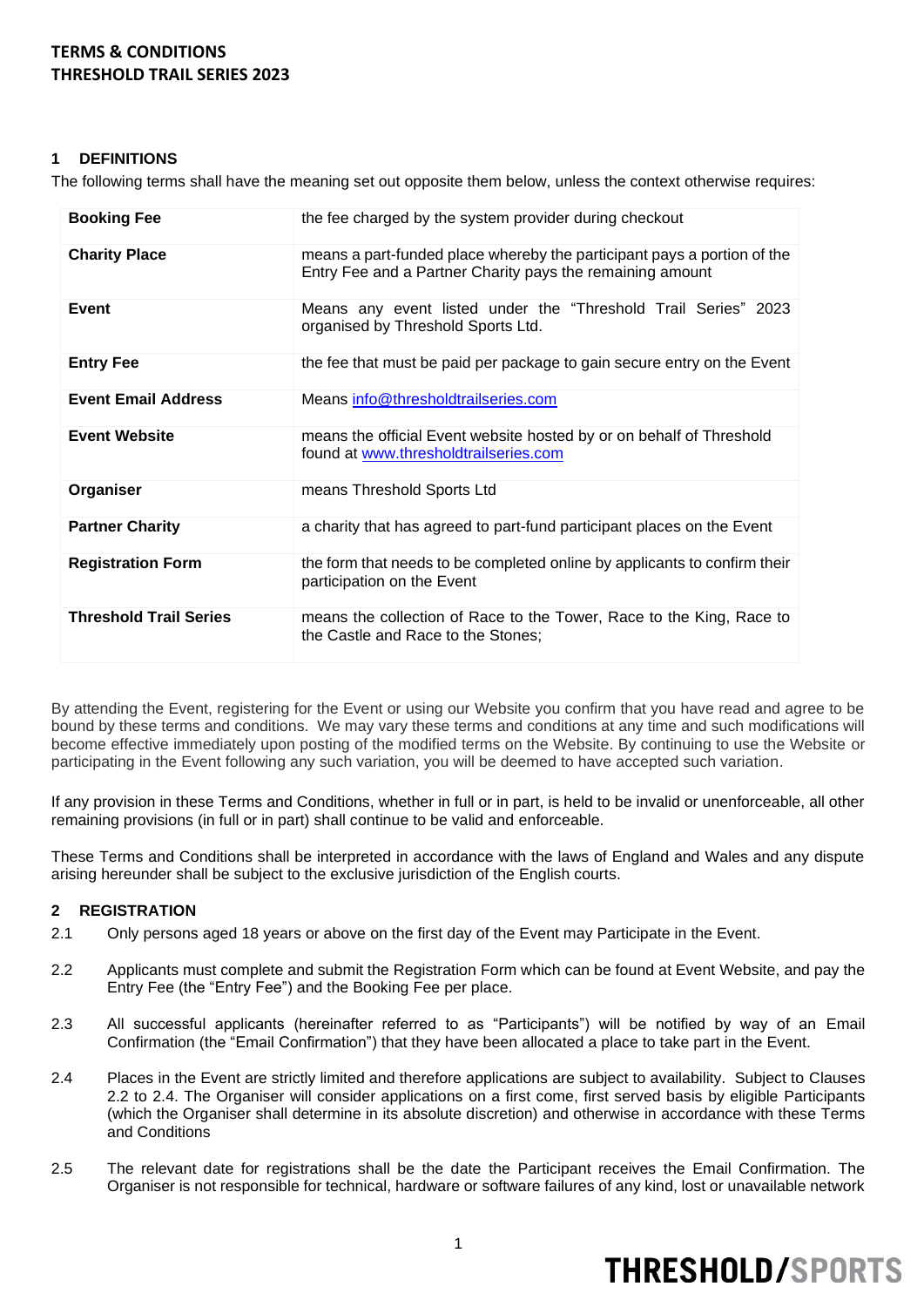**TERMS & CONDITIONS**
**THRESHOLD TRAIL SERIES 2023**

## 1 DEFINITIONS

The following terms shall have the meaning set out opposite them below, unless the context otherwise requires:

| | |
|---|---|
| **Booking Fee** | the fee charged by the system provider during checkout |
| **Charity Place** | means a part-funded place whereby the participant pays a portion of the Entry Fee and a Partner Charity pays the remaining amount |
| **Event** | Means any event listed under the "Threshold Trail Series" 2023 organised by Threshold Sports Ltd. |
| **Entry Fee** | the fee that must be paid per package to gain secure entry on the Event |
| **Event Email Address** | Means info@thresholdtrailseries.com |
| **Event Website** | means the official Event website hosted by or on behalf of Threshold found at www.thresholdtrailseries.com |
| **Organiser** | means Threshold Sports Ltd |
| **Partner Charity** | a charity that has agreed to part-fund participant places on the Event |
| **Registration Form** | the form that needs to be completed online by applicants to confirm their participation on the Event |
| **Threshold Trail Series** | means the collection of Race to the Tower, Race to the King, Race to the Castle and Race to the Stones; |

By attending the Event, registering for the Event or using our Website you confirm that you have read and agree to be bound by these terms and conditions. We may vary these terms and conditions at any time and such modifications will become effective immediately upon posting of the modified terms on the Website. By continuing to use the Website or participating in the Event following any such variation, you will be deemed to have accepted such variation.

If any provision in these Terms and Conditions, whether in full or in part, is held to be invalid or unenforceable, all other remaining provisions (in full or in part) shall continue to be valid and enforceable.

These Terms and Conditions shall be interpreted in accordance with the laws of England and Wales and any dispute arising hereunder shall be subject to the exclusive jurisdiction of the English courts.

## 2 REGISTRATION

2.1 Only persons aged 18 years or above on the first day of the Event may Participate in the Event.

2.2 Applicants must complete and submit the Registration Form which can be found at Event Website, and pay the Entry Fee (the "Entry Fee") and the Booking Fee per place.

2.3 All successful applicants (hereinafter referred to as "Participants") will be notified by way of an Email Confirmation (the "Email Confirmation") that they have been allocated a place to take part in the Event.

2.4 Places in the Event are strictly limited and therefore applications are subject to availability. Subject to Clauses 2.2 to 2.4. The Organiser will consider applications on a first come, first served basis by eligible Participants (which the Organiser shall determine in its absolute discretion) and otherwise in accordance with these Terms and Conditions

2.5 The relevant date for registrations shall be the date the Participant receives the Email Confirmation. The Organiser is not responsible for technical, hardware or software failures of any kind, lost or unavailable network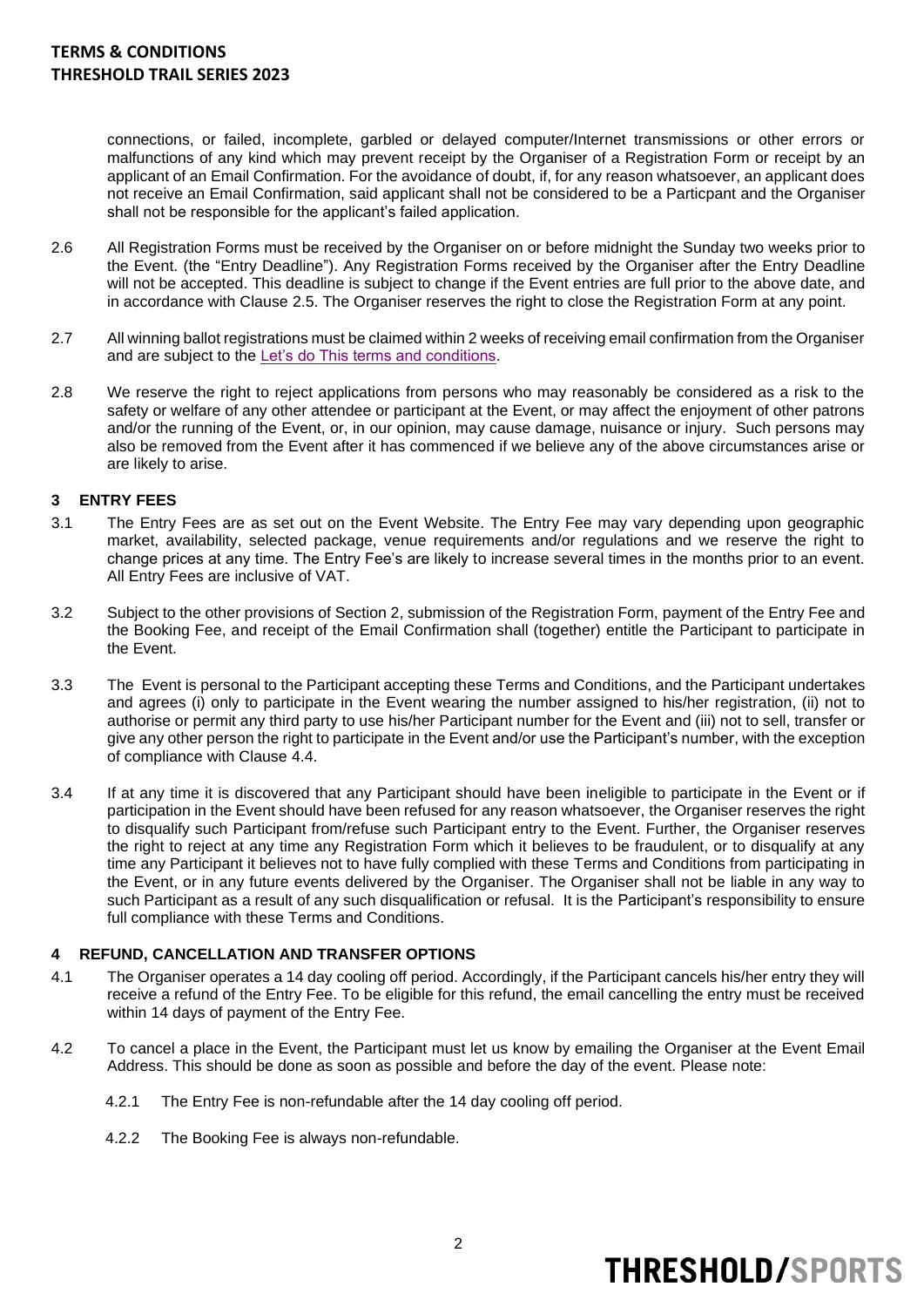connections, or failed, incomplete, garbled or delayed computer/Internet transmissions or other errors or malfunctions of any kind which may prevent receipt by the Organiser of a Registration Form or receipt by an applicant of an Email Confirmation. For the avoidance of doubt, if, for any reason whatsoever, an applicant does not receive an Email Confirmation, said applicant shall not be considered to be a Particpant and the Organiser shall not be responsible for the applicant's failed application.

2.6 All Registration Forms must be received by the Organiser on or before midnight the Sunday two weeks prior to the Event. (the "Entry Deadline"). Any Registration Forms received by the Organiser after the Entry Deadline will not be accepted. This deadline is subject to change if the Event entries are full prior to the above date, and in accordance with Clause 2.5. The Organiser reserves the right to close the Registration Form at any point.

2.7 All winning ballot registrations must be claimed within 2 weeks of receiving email confirmation from the Organiser and are subject to the Let's do This terms and conditions.

2.8 We reserve the right to reject applications from persons who may reasonably be considered as a risk to the safety or welfare of any other attendee or participant at the Event, or may affect the enjoyment of other patrons and/or the running of the Event, or, in our opinion, may cause damage, nuisance or injury. Such persons may also be removed from the Event after it has commenced if we believe any of the above circumstances arise or are likely to arise.

## 3 ENTRY FEES

3.1 The Entry Fees are as set out on the Event Website. The Entry Fee may vary depending upon geographic market, availability, selected package, venue requirements and/or regulations and we reserve the right to change prices at any time. The Entry Fee's are likely to increase several times in the months prior to an event. All Entry Fees are inclusive of VAT.

3.2 Subject to the other provisions of Section 2, submission of the Registration Form, payment of the Entry Fee and the Booking Fee, and receipt of the Email Confirmation shall (together) entitle the Participant to participate in the Event.

3.3 The Event is personal to the Participant accepting these Terms and Conditions, and the Participant undertakes and agrees (i) only to participate in the Event wearing the number assigned to his/her registration, (ii) not to authorise or permit any third party to use his/her Participant number for the Event and (iii) not to sell, transfer or give any other person the right to participate in the Event and/or use the Participant's number, with the exception of compliance with Clause 4.4.

3.4 If at any time it is discovered that any Participant should have been ineligible to participate in the Event or if participation in the Event should have been refused for any reason whatsoever, the Organiser reserves the right to disqualify such Participant from/refuse such Participant entry to the Event. Further, the Organiser reserves the right to reject at any time any Registration Form which it believes to be fraudulent, or to disqualify at any time any Participant it believes not to have fully complied with these Terms and Conditions from participating in the Event, or in any future events delivered by the Organiser. The Organiser shall not be liable in any way to such Participant as a result of any such disqualification or refusal. It is the Participant's responsibility to ensure full compliance with these Terms and Conditions.

## 4 REFUND, CANCELLATION AND TRANSFER OPTIONS

4.1 The Organiser operates a 14 day cooling off period. Accordingly, if the Participant cancels his/her entry they will receive a refund of the Entry Fee. To be eligible for this refund, the email cancelling the entry must be received within 14 days of payment of the Entry Fee.

4.2 To cancel a place in the Event, the Participant must let us know by emailing the Organiser at the Event Email Address. This should be done as soon as possible and before the day of the event. Please note:

4.2.1 The Entry Fee is non-refundable after the 14 day cooling off period.

4.2.2 The Booking Fee is always non-refundable.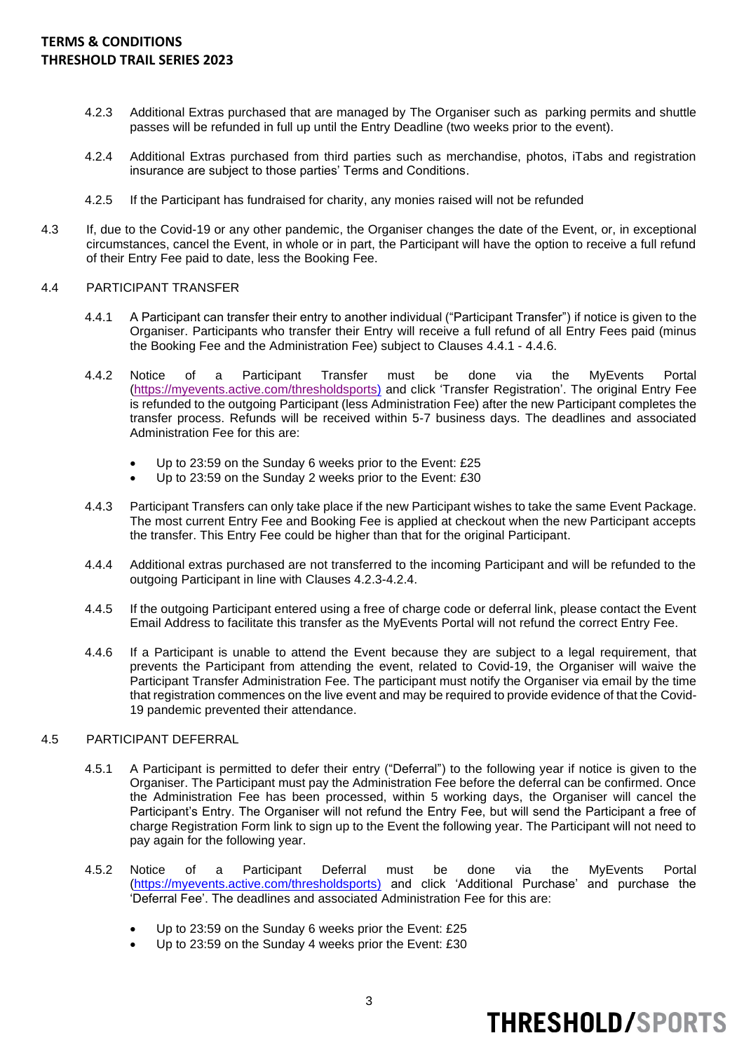4.2.3 Additional Extras purchased that are managed by The Organiser such as parking permits and shuttle passes will be refunded in full up until the Entry Deadline (two weeks prior to the event).

4.2.4 Additional Extras purchased from third parties such as merchandise, photos, iTabs and registration insurance are subject to those parties' Terms and Conditions.

4.2.5 If the Participant has fundraised for charity, any monies raised will not be refunded

4.3 If, due to the Covid-19 or any other pandemic, the Organiser changes the date of the Event, or, in exceptional circumstances, cancel the Event, in whole or in part, the Participant will have the option to receive a full refund of their Entry Fee paid to date, less the Booking Fee.

4.4 PARTICIPANT TRANSFER

4.4.1 A Participant can transfer their entry to another individual ("Participant Transfer") if notice is given to the Organiser. Participants who transfer their Entry will receive a full refund of all Entry Fees paid (minus the Booking Fee and the Administration Fee) subject to Clauses 4.4.1 - 4.4.6.

4.4.2 Notice of a Participant Transfer must be done via the MyEvents Portal (https://myevents.active.com/thresholdsports) and click 'Transfer Registration'. The original Entry Fee is refunded to the outgoing Participant (less Administration Fee) after the new Participant completes the transfer process. Refunds will be received within 5-7 business days. The deadlines and associated Administration Fee for this are:

- Up to 23:59 on the Sunday 6 weeks prior to the Event: £25
- Up to 23:59 on the Sunday 2 weeks prior to the Event: £30

4.4.3 Participant Transfers can only take place if the new Participant wishes to take the same Event Package. The most current Entry Fee and Booking Fee is applied at checkout when the new Participant accepts the transfer. This Entry Fee could be higher than that for the original Participant.

4.4.4 Additional extras purchased are not transferred to the incoming Participant and will be refunded to the outgoing Participant in line with Clauses 4.2.3-4.2.4.

4.4.5 If the outgoing Participant entered using a free of charge code or deferral link, please contact the Event Email Address to facilitate this transfer as the MyEvents Portal will not refund the correct Entry Fee.

4.4.6 If a Participant is unable to attend the Event because they are subject to a legal requirement, that prevents the Participant from attending the event, related to Covid-19, the Organiser will waive the Participant Transfer Administration Fee. The participant must notify the Organiser via email by the time that registration commences on the live event and may be required to provide evidence of that the Covid-19 pandemic prevented their attendance.

4.5 PARTICIPANT DEFERRAL

4.5.1 A Participant is permitted to defer their entry ("Deferral") to the following year if notice is given to the Organiser. The Participant must pay the Administration Fee before the deferral can be confirmed. Once the Administration Fee has been processed, within 5 working days, the Organiser will cancel the Participant's Entry. The Organiser will not refund the Entry Fee, but will send the Participant a free of charge Registration Form link to sign up to the Event the following year. The Participant will not need to pay again for the following year.

4.5.2 Notice of a Participant Deferral must be done via the MyEvents Portal (https://myevents.active.com/thresholdsports) and click 'Additional Purchase' and purchase the 'Deferral Fee'. The deadlines and associated Administration Fee for this are:

- Up to 23:59 on the Sunday 6 weeks prior the Event: £25
- Up to 23:59 on the Sunday 4 weeks prior the Event: £30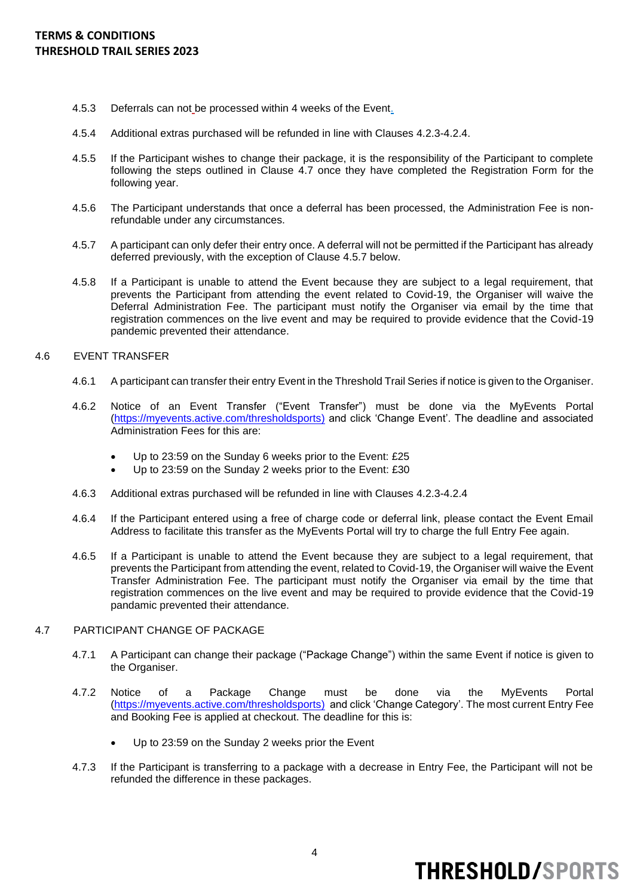4.5.3 Deferrals can not be processed within 4 weeks of the Event.

4.5.4 Additional extras purchased will be refunded in line with Clauses 4.2.3-4.2.4.

4.5.5 If the Participant wishes to change their package, it is the responsibility of the Participant to complete following the steps outlined in Clause 4.7 once they have completed the Registration Form for the following year.

4.5.6 The Participant understands that once a deferral has been processed, the Administration Fee is non-refundable under any circumstances.

4.5.7 A participant can only defer their entry once. A deferral will not be permitted if the Participant has already deferred previously, with the exception of Clause 4.5.7 below.

4.5.8 If a Participant is unable to attend the Event because they are subject to a legal requirement, that prevents the Participant from attending the event related to Covid-19, the Organiser will waive the Deferral Administration Fee. The participant must notify the Organiser via email by the time that registration commences on the live event and may be required to provide evidence that the Covid-19 pandemic prevented their attendance.

## 4.6 EVENT TRANSFER

4.6.1 A participant can transfer their entry Event in the Threshold Trail Series if notice is given to the Organiser.

4.6.2 Notice of an Event Transfer ("Event Transfer") must be done via the MyEvents Portal (https://myevents.active.com/thresholdsports) and click 'Change Event'. The deadline and associated Administration Fees for this are:

- Up to 23:59 on the Sunday 6 weeks prior to the Event: £25
- Up to 23:59 on the Sunday 2 weeks prior to the Event: £30

4.6.3 Additional extras purchased will be refunded in line with Clauses 4.2.3-4.2.4

4.6.4 If the Participant entered using a free of charge code or deferral link, please contact the Event Email Address to facilitate this transfer as the MyEvents Portal will try to charge the full Entry Fee again.

4.6.5 If a Participant is unable to attend the Event because they are subject to a legal requirement, that prevents the Participant from attending the event, related to Covid-19, the Organiser will waive the Event Transfer Administration Fee. The participant must notify the Organiser via email by the time that registration commences on the live event and may be required to provide evidence that the Covid-19 pandemic prevented their attendance.

## 4.7 PARTICIPANT CHANGE OF PACKAGE

4.7.1 A Participant can change their package ("Package Change") within the same Event if notice is given to the Organiser.

4.7.2 Notice of a Package Change must be done via the MyEvents Portal (https://myevents.active.com/thresholdsports) and click 'Change Category'. The most current Entry Fee and Booking Fee is applied at checkout. The deadline for this is:

- Up to 23:59 on the Sunday 2 weeks prior the Event

4.7.3 If the Participant is transferring to a package with a decrease in Entry Fee, the Participant will not be refunded the difference in these packages.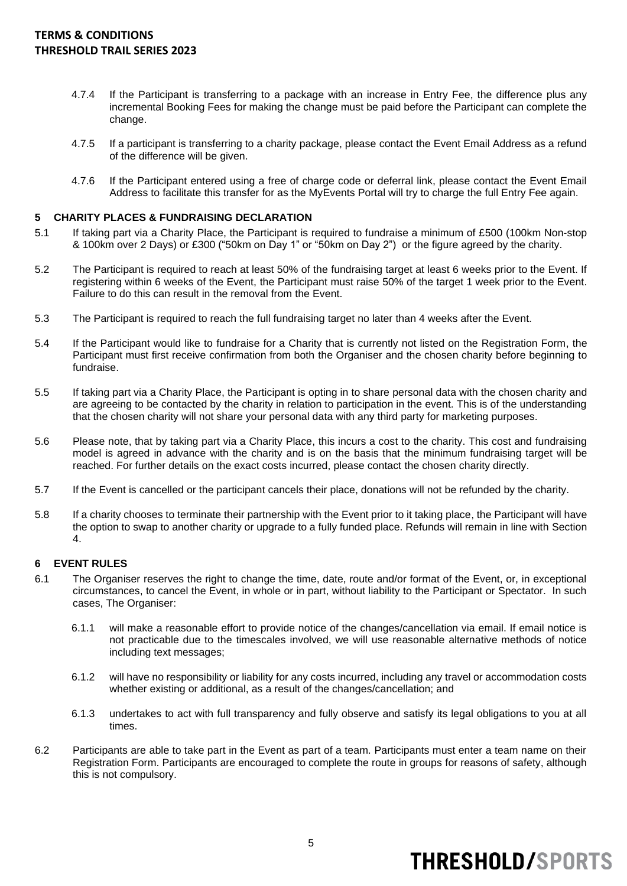4.7.4 If the Participant is transferring to a package with an increase in Entry Fee, the difference plus any incremental Booking Fees for making the change must be paid before the Participant can complete the change.

4.7.5 If a participant is transferring to a charity package, please contact the Event Email Address as a refund of the difference will be given.

4.7.6 If the Participant entered using a free of charge code or deferral link, please contact the Event Email Address to facilitate this transfer for as the MyEvents Portal will try to charge the full Entry Fee again.

## 5 CHARITY PLACES & FUNDRAISING DECLARATION

5.1 If taking part via a Charity Place, the Participant is required to fundraise a minimum of £500 (100km Non-stop & 100km over 2 Days) or £300 ("50km on Day 1" or "50km on Day 2") or the figure agreed by the charity.

5.2 The Participant is required to reach at least 50% of the fundraising target at least 6 weeks prior to the Event. If registering within 6 weeks of the Event, the Participant must raise 50% of the target 1 week prior to the Event. Failure to do this can result in the removal from the Event.

5.3 The Participant is required to reach the full fundraising target no later than 4 weeks after the Event.

5.4 If the Participant would like to fundraise for a Charity that is currently not listed on the Registration Form, the Participant must first receive confirmation from both the Organiser and the chosen charity before beginning to fundraise.

5.5 If taking part via a Charity Place, the Participant is opting in to share personal data with the chosen charity and are agreeing to be contacted by the charity in relation to participation in the event. This is of the understanding that the chosen charity will not share your personal data with any third party for marketing purposes.

5.6 Please note, that by taking part via a Charity Place, this incurs a cost to the charity. This cost and fundraising model is agreed in advance with the charity and is on the basis that the minimum fundraising target will be reached. For further details on the exact costs incurred, please contact the chosen charity directly.

5.7 If the Event is cancelled or the participant cancels their place, donations will not be refunded by the charity.

5.8 If a charity chooses to terminate their partnership with the Event prior to it taking place, the Participant will have the option to swap to another charity or upgrade to a fully funded place. Refunds will remain in line with Section 4.

## 6 EVENT RULES

6.1 The Organiser reserves the right to change the time, date, route and/or format of the Event, or, in exceptional circumstances, to cancel the Event, in whole or in part, without liability to the Participant or Spectator. In such cases, The Organiser:

6.1.1 will make a reasonable effort to provide notice of the changes/cancellation via email. If email notice is not practicable due to the timescales involved, we will use reasonable alternative methods of notice including text messages;

6.1.2 will have no responsibility or liability for any costs incurred, including any travel or accommodation costs whether existing or additional, as a result of the changes/cancellation; and

6.1.3 undertakes to act with full transparency and fully observe and satisfy its legal obligations to you at all times.

6.2 Participants are able to take part in the Event as part of a team. Participants must enter a team name on their Registration Form. Participants are encouraged to complete the route in groups for reasons of safety, although this is not compulsory.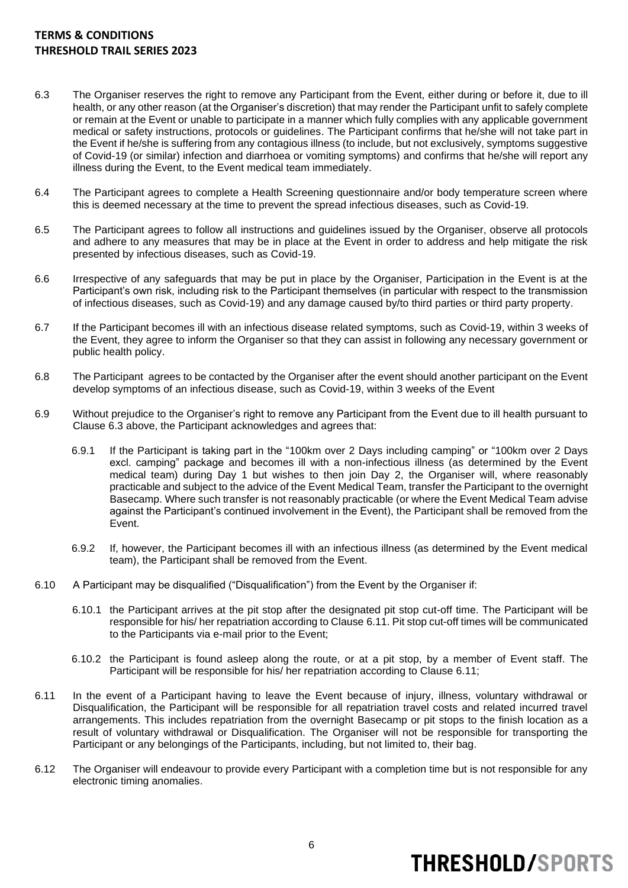6.3 The Organiser reserves the right to remove any Participant from the Event, either during or before it, due to ill health, or any other reason (at the Organiser's discretion) that may render the Participant unfit to safely complete or remain at the Event or unable to participate in a manner which fully complies with any applicable government medical or safety instructions, protocols or guidelines. The Participant confirms that he/she will not take part in the Event if he/she is suffering from any contagious illness (to include, but not exclusively, symptoms suggestive of Covid-19 (or similar) infection and diarrhoea or vomiting symptoms) and confirms that he/she will report any illness during the Event, to the Event medical team immediately.

6.4 The Participant agrees to complete a Health Screening questionnaire and/or body temperature screen where this is deemed necessary at the time to prevent the spread infectious diseases, such as Covid-19.

6.5 The Participant agrees to follow all instructions and guidelines issued by the Organiser, observe all protocols and adhere to any measures that may be in place at the Event in order to address and help mitigate the risk presented by infectious diseases, such as Covid-19.

6.6 Irrespective of any safeguards that may be put in place by the Organiser, Participation in the Event is at the Participant's own risk, including risk to the Participant themselves (in particular with respect to the transmission of infectious diseases, such as Covid-19) and any damage caused by/to third parties or third party property.

6.7 If the Participant becomes ill with an infectious disease related symptoms, such as Covid-19, within 3 weeks of the Event, they agree to inform the Organiser so that they can assist in following any necessary government or public health policy.

6.8 The Participant agrees to be contacted by the Organiser after the event should another participant on the Event develop symptoms of an infectious disease, such as Covid-19, within 3 weeks of the Event

6.9 Without prejudice to the Organiser's right to remove any Participant from the Event due to ill health pursuant to Clause 6.3 above, the Participant acknowledges and agrees that:

6.9.1 If the Participant is taking part in the "100km over 2 Days including camping" or "100km over 2 Days excl. camping" package and becomes ill with a non-infectious illness (as determined by the Event medical team) during Day 1 but wishes to then join Day 2, the Organiser will, where reasonably practicable and subject to the advice of the Event Medical Team, transfer the Participant to the overnight Basecamp. Where such transfer is not reasonably practicable (or where the Event Medical Team advise against the Participant's continued involvement in the Event), the Participant shall be removed from the Event.

6.9.2 If, however, the Participant becomes ill with an infectious illness (as determined by the Event medical team), the Participant shall be removed from the Event.

6.10 A Participant may be disqualified ("Disqualification") from the Event by the Organiser if:

6.10.1 the Participant arrives at the pit stop after the designated pit stop cut-off time. The Participant will be responsible for his/ her repatriation according to Clause 6.11. Pit stop cut-off times will be communicated to the Participants via e-mail prior to the Event;

6.10.2 the Participant is found asleep along the route, or at a pit stop, by a member of Event staff. The Participant will be responsible for his/ her repatriation according to Clause 6.11;

6.11 In the event of a Participant having to leave the Event because of injury, illness, voluntary withdrawal or Disqualification, the Participant will be responsible for all repatriation travel costs and related incurred travel arrangements. This includes repatriation from the overnight Basecamp or pit stops to the finish location as a result of voluntary withdrawal or Disqualification. The Organiser will not be responsible for transporting the Participant or any belongings of the Participants, including, but not limited to, their bag.

6.12 The Organiser will endeavour to provide every Participant with a completion time but is not responsible for any electronic timing anomalies.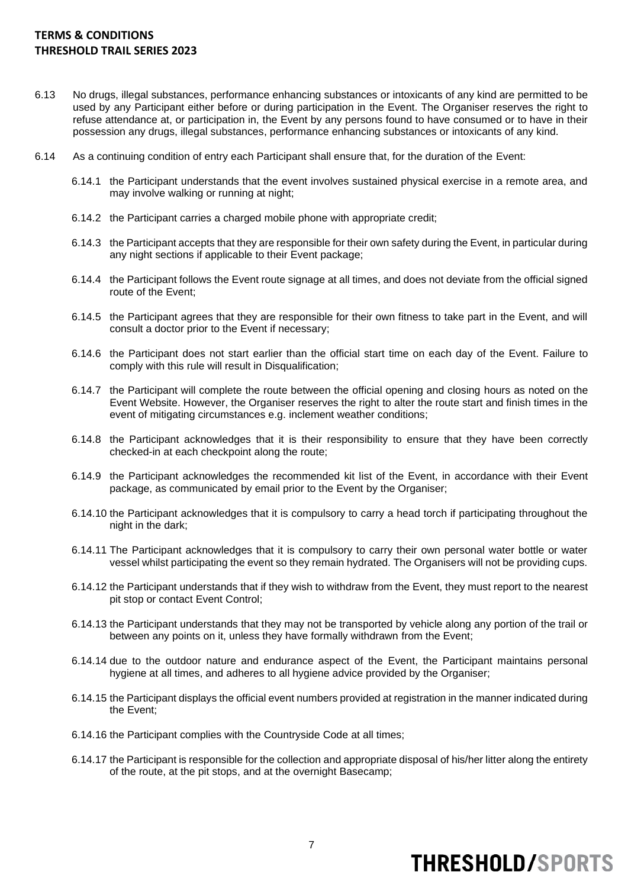6.13 No drugs, illegal substances, performance enhancing substances or intoxicants of any kind are permitted to be used by any Participant either before or during participation in the Event. The Organiser reserves the right to refuse attendance at, or participation in, the Event by any persons found to have consumed or to have in their possession any drugs, illegal substances, performance enhancing substances or intoxicants of any kind.

6.14 As a continuing condition of entry each Participant shall ensure that, for the duration of the Event:

6.14.1 the Participant understands that the event involves sustained physical exercise in a remote area, and may involve walking or running at night;

6.14.2 the Participant carries a charged mobile phone with appropriate credit;

6.14.3 the Participant accepts that they are responsible for their own safety during the Event, in particular during any night sections if applicable to their Event package;

6.14.4 the Participant follows the Event route signage at all times, and does not deviate from the official signed route of the Event;

6.14.5 the Participant agrees that they are responsible for their own fitness to take part in the Event, and will consult a doctor prior to the Event if necessary;

6.14.6 the Participant does not start earlier than the official start time on each day of the Event. Failure to comply with this rule will result in Disqualification;

6.14.7 the Participant will complete the route between the official opening and closing hours as noted on the Event Website. However, the Organiser reserves the right to alter the route start and finish times in the event of mitigating circumstances e.g. inclement weather conditions;

6.14.8 the Participant acknowledges that it is their responsibility to ensure that they have been correctly checked-in at each checkpoint along the route;

6.14.9 the Participant acknowledges the recommended kit list of the Event, in accordance with their Event package, as communicated by email prior to the Event by the Organiser;

6.14.10 the Participant acknowledges that it is compulsory to carry a head torch if participating throughout the night in the dark;

6.14.11 The Participant acknowledges that it is compulsory to carry their own personal water bottle or water vessel whilst participating the event so they remain hydrated. The Organisers will not be providing cups.

6.14.12 the Participant understands that if they wish to withdraw from the Event, they must report to the nearest pit stop or contact Event Control;

6.14.13 the Participant understands that they may not be transported by vehicle along any portion of the trail or between any points on it, unless they have formally withdrawn from the Event;

6.14.14 due to the outdoor nature and endurance aspect of the Event, the Participant maintains personal hygiene at all times, and adheres to all hygiene advice provided by the Organiser;

6.14.15 the Participant displays the official event numbers provided at registration in the manner indicated during the Event;

6.14.16 the Participant complies with the Countryside Code at all times;

6.14.17 the Participant is responsible for the collection and appropriate disposal of his/her litter along the entirety of the route, at the pit stops, and at the overnight Basecamp;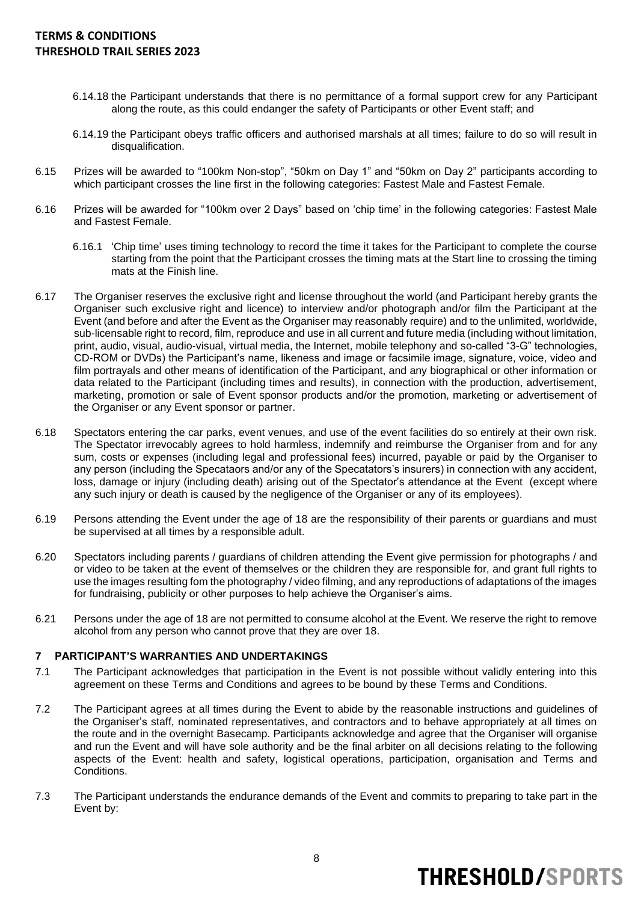6.14.18 the Participant understands that there is no permittance of a formal support crew for any Participant along the route, as this could endanger the safety of Participants or other Event staff; and

6.14.19 the Participant obeys traffic officers and authorised marshals at all times; failure to do so will result in disqualification.

6.15 Prizes will be awarded to "100km Non-stop", "50km on Day 1" and "50km on Day 2" participants according to which participant crosses the line first in the following categories: Fastest Male and Fastest Female.

6.16 Prizes will be awarded for "100km over 2 Days" based on 'chip time' in the following categories: Fastest Male and Fastest Female.

6.16.1 'Chip time' uses timing technology to record the time it takes for the Participant to complete the course starting from the point that the Participant crosses the timing mats at the Start line to crossing the timing mats at the Finish line.

6.17 The Organiser reserves the exclusive right and license throughout the world (and Participant hereby grants the Organiser such exclusive right and licence) to interview and/or photograph and/or film the Participant at the Event (and before and after the Event as the Organiser may reasonably require) and to the unlimited, worldwide, sub-licensable right to record, film, reproduce and use in all current and future media (including without limitation, print, audio, visual, audio-visual, virtual media, the Internet, mobile telephony and so-called "3-G" technologies, CD-ROM or DVDs) the Participant's name, likeness and image or facsimile image, signature, voice, video and film portrayals and other means of identification of the Participant, and any biographical or other information or data related to the Participant (including times and results), in connection with the production, advertisement, marketing, promotion or sale of Event sponsor products and/or the promotion, marketing or advertisement of the Organiser or any Event sponsor or partner.

6.18 Spectators entering the car parks, event venues, and use of the event facilities do so entirely at their own risk. The Spectator irrevocably agrees to hold harmless, indemnify and reimburse the Organiser from and for any sum, costs or expenses (including legal and professional fees) incurred, payable or paid by the Organiser to any person (including the Specataors and/or any of the Specatators's insurers) in connection with any accident, loss, damage or injury (including death) arising out of the Spectator's attendance at the Event (except where any such injury or death is caused by the negligence of the Organiser or any of its employees).

6.19 Persons attending the Event under the age of 18 are the responsibility of their parents or guardians and must be supervised at all times by a responsible adult.

6.20 Spectators including parents / guardians of children attending the Event give permission for photographs / and or video to be taken at the event of themselves or the children they are responsible for, and grant full rights to use the images resulting fom the photography / video filming, and any reproductions of adaptations of the images for fundraising, publicity or other purposes to help achieve the Organiser's aims.

6.21 Persons under the age of 18 are not permitted to consume alcohol at the Event. We reserve the right to remove alcohol from any person who cannot prove that they are over 18.

## 7 PARTICIPANT'S WARRANTIES AND UNDERTAKINGS

7.1 The Participant acknowledges that participation in the Event is not possible without validly entering into this agreement on these Terms and Conditions and agrees to be bound by these Terms and Conditions.

7.2 The Participant agrees at all times during the Event to abide by the reasonable instructions and guidelines of the Organiser's staff, nominated representatives, and contractors and to behave appropriately at all times on the route and in the overnight Basecamp. Participants acknowledge and agree that the Organiser will organise and run the Event and will have sole authority and be the final arbiter on all decisions relating to the following aspects of the Event: health and safety, logistical operations, participation, organisation and Terms and Conditions.

7.3 The Participant understands the endurance demands of the Event and commits to preparing to take part in the Event by: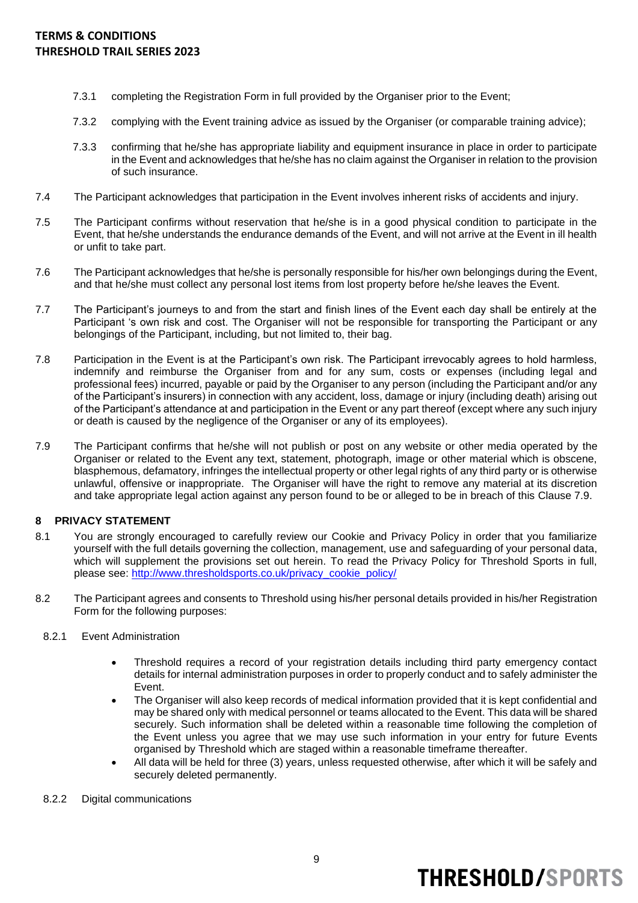7.3.1 completing the Registration Form in full provided by the Organiser prior to the Event;

7.3.2 complying with the Event training advice as issued by the Organiser (or comparable training advice);

7.3.3 confirming that he/she has appropriate liability and equipment insurance in place in order to participate in the Event and acknowledges that he/she has no claim against the Organiser in relation to the provision of such insurance.

7.4 The Participant acknowledges that participation in the Event involves inherent risks of accidents and injury.

7.5 The Participant confirms without reservation that he/she is in a good physical condition to participate in the Event, that he/she understands the endurance demands of the Event, and will not arrive at the Event in ill health or unfit to take part.

7.6 The Participant acknowledges that he/she is personally responsible for his/her own belongings during the Event, and that he/she must collect any personal lost items from lost property before he/she leaves the Event.

7.7 The Participant's journeys to and from the start and finish lines of the Event each day shall be entirely at the Participant 's own risk and cost. The Organiser will not be responsible for transporting the Participant or any belongings of the Participant, including, but not limited to, their bag.

7.8 Participation in the Event is at the Participant's own risk. The Participant irrevocably agrees to hold harmless, indemnify and reimburse the Organiser from and for any sum, costs or expenses (including legal and professional fees) incurred, payable or paid by the Organiser to any person (including the Participant and/or any of the Participant's insurers) in connection with any accident, loss, damage or injury (including death) arising out of the Participant's attendance at and participation in the Event or any part thereof (except where any such injury or death is caused by the negligence of the Organiser or any of its employees).

7.9 The Participant confirms that he/she will not publish or post on any website or other media operated by the Organiser or related to the Event any text, statement, photograph, image or other material which is obscene, blasphemous, defamatory, infringes the intellectual property or other legal rights of any third party or is otherwise unlawful, offensive or inappropriate. The Organiser will have the right to remove any material at its discretion and take appropriate legal action against any person found to be or alleged to be in breach of this Clause 7.9.

## 8 PRIVACY STATEMENT

8.1 You are strongly encouraged to carefully review our Cookie and Privacy Policy in order that you familiarize yourself with the full details governing the collection, management, use and safeguarding of your personal data, which will supplement the provisions set out herein. To read the Privacy Policy for Threshold Sports in full, please see: http://www.thresholdsports.co.uk/privacy_cookie_policy/

8.2 The Participant agrees and consents to Threshold using his/her personal details provided in his/her Registration Form for the following purposes:

8.2.1 Event Administration

- Threshold requires a record of your registration details including third party emergency contact details for internal administration purposes in order to properly conduct and to safely administer the Event.
- The Organiser will also keep records of medical information provided that it is kept confidential and may be shared only with medical personnel or teams allocated to the Event. This data will be shared securely. Such information shall be deleted within a reasonable time following the completion of the Event unless you agree that we may use such information in your entry for future Events organised by Threshold which are staged within a reasonable timeframe thereafter.
- All data will be held for three (3) years, unless requested otherwise, after which it will be safely and securely deleted permanently.

8.2.2 Digital communications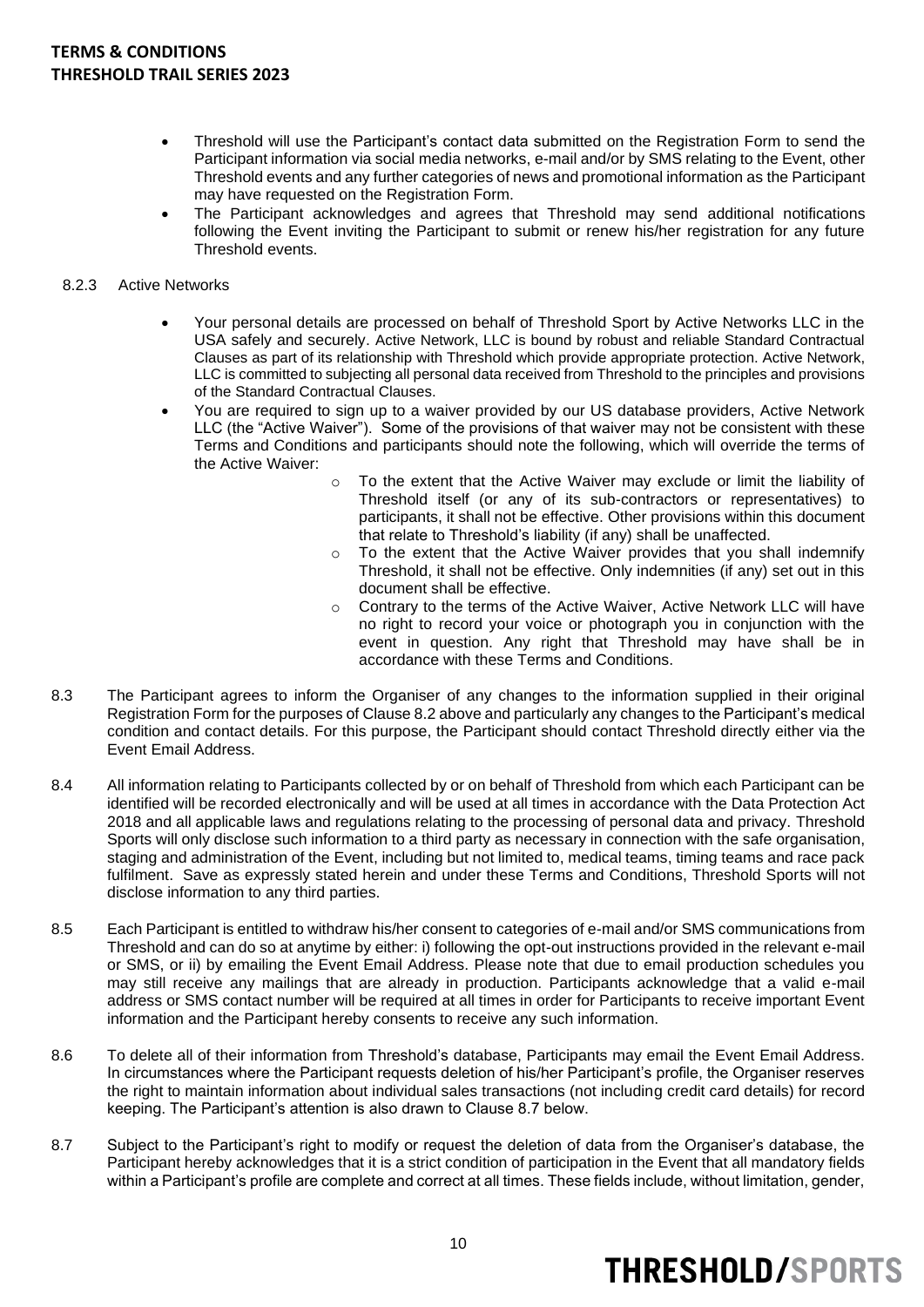- Threshold will use the Participant's contact data submitted on the Registration Form to send the Participant information via social media networks, e-mail and/or by SMS relating to the Event, other Threshold events and any further categories of news and promotional information as the Participant may have requested on the Registration Form.
- The Participant acknowledges and agrees that Threshold may send additional notifications following the Event inviting the Participant to submit or renew his/her registration for any future Threshold events.

8.2.3 Active Networks

- Your personal details are processed on behalf of Threshold Sport by Active Networks LLC in the USA safely and securely. Active Network, LLC is bound by robust and reliable Standard Contractual Clauses as part of its relationship with Threshold which provide appropriate protection. Active Network, LLC is committed to subjecting all personal data received from Threshold to the principles and provisions of the Standard Contractual Clauses.
- You are required to sign up to a waiver provided by our US database providers, Active Network LLC (the "Active Waiver"). Some of the provisions of that waiver may not be consistent with these Terms and Conditions and participants should note the following, which will override the terms of the Active Waiver:
  - To the extent that the Active Waiver may exclude or limit the liability of Threshold itself (or any of its sub-contractors or representatives) to participants, it shall not be effective. Other provisions within this document that relate to Threshold's liability (if any) shall be unaffected.
  - To the extent that the Active Waiver provides that you shall indemnify Threshold, it shall not be effective. Only indemnities (if any) set out in this document shall be effective.
  - Contrary to the terms of the Active Waiver, Active Network LLC will have no right to record your voice or photograph you in conjunction with the event in question. Any right that Threshold may have shall be in accordance with these Terms and Conditions.

8.3 The Participant agrees to inform the Organiser of any changes to the information supplied in their original Registration Form for the purposes of Clause 8.2 above and particularly any changes to the Participant's medical condition and contact details. For this purpose, the Participant should contact Threshold directly either via the Event Email Address.

8.4 All information relating to Participants collected by or on behalf of Threshold from which each Participant can be identified will be recorded electronically and will be used at all times in accordance with the Data Protection Act 2018 and all applicable laws and regulations relating to the processing of personal data and privacy. Threshold Sports will only disclose such information to a third party as necessary in connection with the safe organisation, staging and administration of the Event, including but not limited to, medical teams, timing teams and race pack fulfilment. Save as expressly stated herein and under these Terms and Conditions, Threshold Sports will not disclose information to any third parties.

8.5 Each Participant is entitled to withdraw his/her consent to categories of e-mail and/or SMS communications from Threshold and can do so at anytime by either: i) following the opt-out instructions provided in the relevant e-mail or SMS, or ii) by emailing the Event Email Address. Please note that due to email production schedules you may still receive any mailings that are already in production. Participants acknowledge that a valid e-mail address or SMS contact number will be required at all times in order for Participants to receive important Event information and the Participant hereby consents to receive any such information.

8.6 To delete all of their information from Threshold's database, Participants may email the Event Email Address. In circumstances where the Participant requests deletion of his/her Participant's profile, the Organiser reserves the right to maintain information about individual sales transactions (not including credit card details) for record keeping. The Participant's attention is also drawn to Clause 8.7 below.

8.7 Subject to the Participant's right to modify or request the deletion of data from the Organiser's database, the Participant hereby acknowledges that it is a strict condition of participation in the Event that all mandatory fields within a Participant's profile are complete and correct at all times. These fields include, without limitation, gender,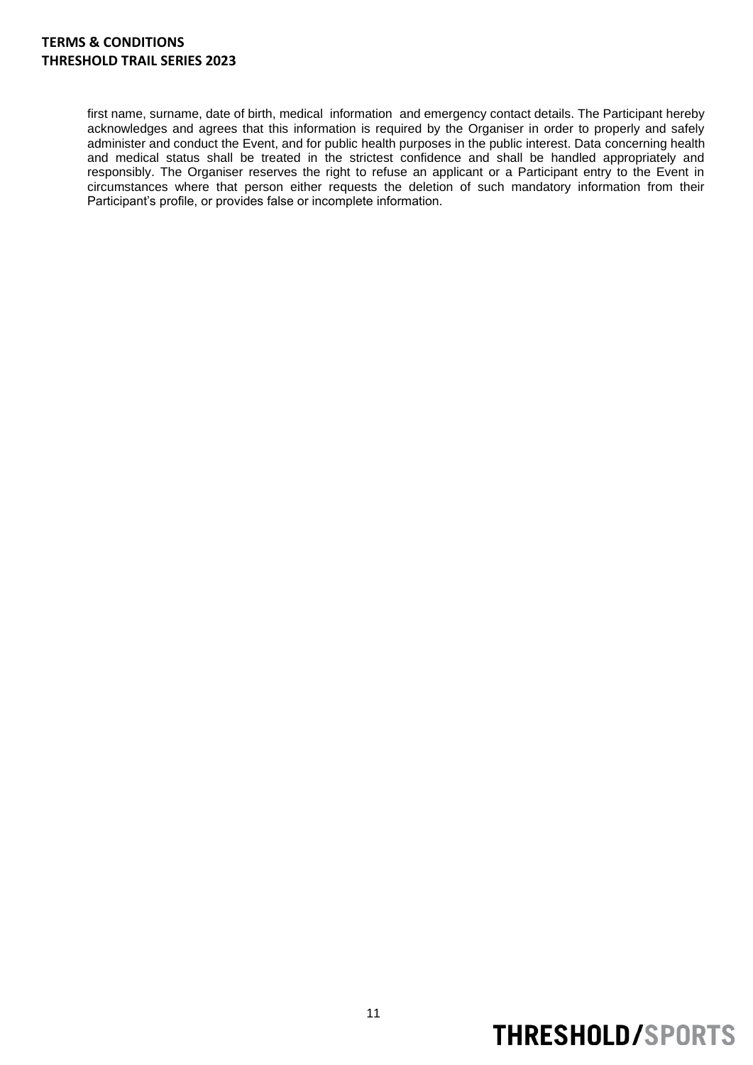first name, surname, date of birth, medical information and emergency contact details. The Participant hereby acknowledges and agrees that this information is required by the Organiser in order to properly and safely administer and conduct the Event, and for public health purposes in the public interest. Data concerning health and medical status shall be treated in the strictest confidence and shall be handled appropriately and responsibly. The Organiser reserves the right to refuse an applicant or a Participant entry to the Event in circumstances where that person either requests the deletion of such mandatory information from their Participant's profile, or provides false or incomplete information.